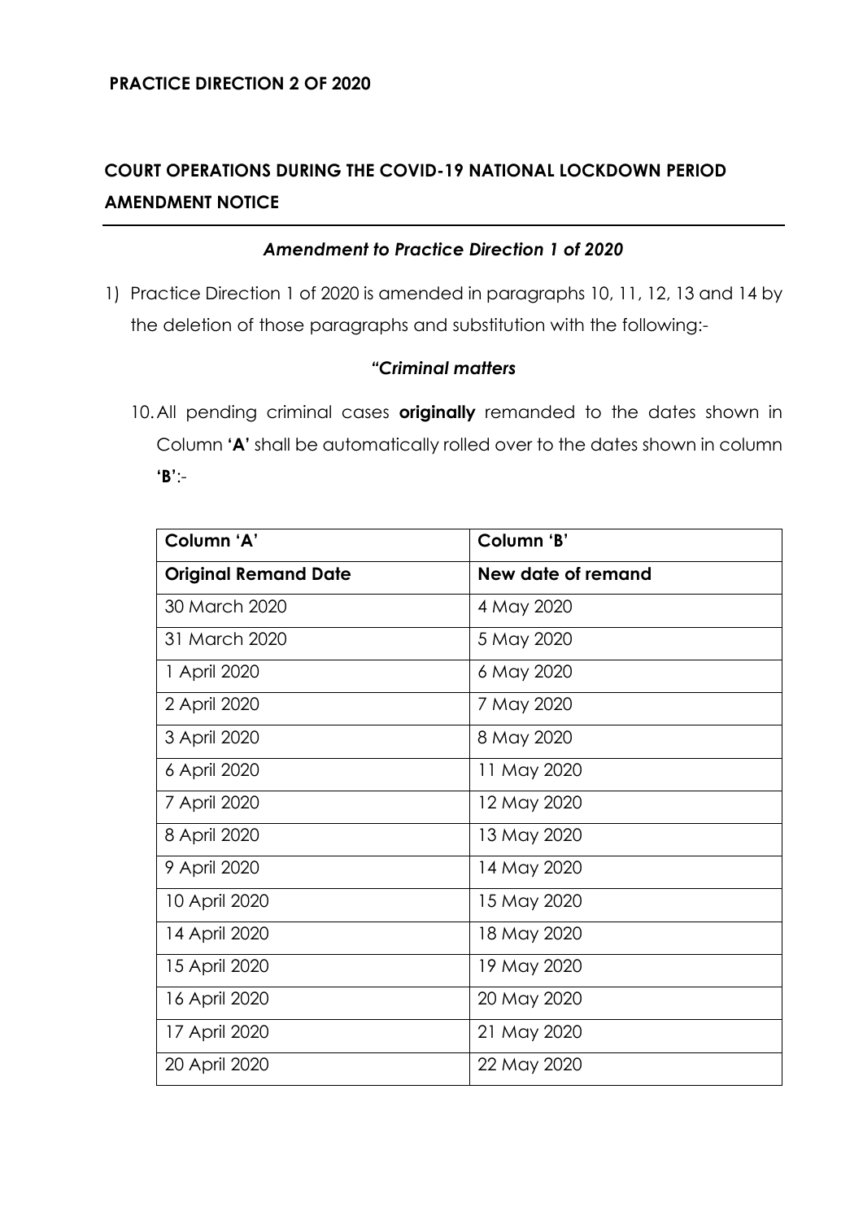**PRACTICE DIRECTION 2 OF 2020**

## COURT OPERATIONS DURING THE COVID-19 NATIONAL LOCKDOWN PERIOD AMENDMENT NOTICE

### *Amendment to Practice Direction 1 of 2020*

1) Practice Direction 1 of 2020 is amended in paragraphs 10, 11, 12, 13 and 14 by the deletion of those paragraphs and substitution with the following:-

### *"Criminal matters*

10. All pending criminal cases **originally** remanded to the dates shown in Column **'A'** shall be automatically rolled over to the dates shown in column **'B'**:-

| Column 'A' | Column 'B' |
|---|---|
| **Original Remand Date** | **New date of remand** |
| 30 March 2020 | 4 May 2020 |
| 31 March 2020 | 5 May 2020 |
| 1 April 2020 | 6 May 2020 |
| 2 April 2020 | 7 May 2020 |
| 3 April 2020 | 8 May 2020 |
| 6 April 2020 | 11 May 2020 |
| 7 April 2020 | 12 May 2020 |
| 8 April 2020 | 13 May 2020 |
| 9 April 2020 | 14 May 2020 |
| 10 April 2020 | 15 May 2020 |
| 14 April 2020 | 18 May 2020 |
| 15 April 2020 | 19 May 2020 |
| 16 April 2020 | 20 May 2020 |
| 17 April 2020 | 21 May 2020 |
| 20 April 2020 | 22 May 2020 |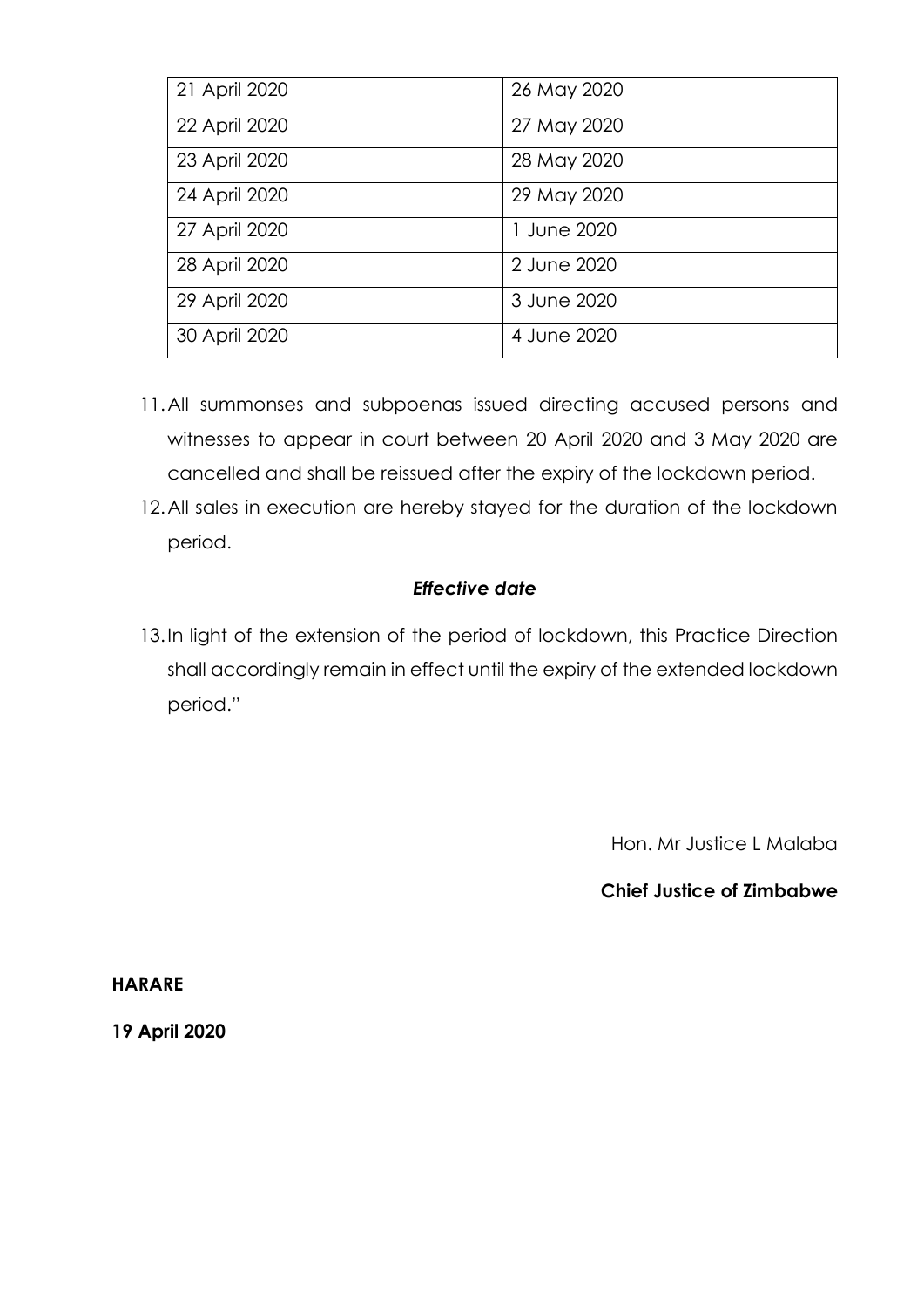| | |
|---|---|
| 21 April 2020 | 26 May 2020 |
| 22 April 2020 | 27 May 2020 |
| 23 April 2020 | 28 May 2020 |
| 24 April 2020 | 29 May 2020 |
| 27 April 2020 | 1 June 2020 |
| 28 April 2020 | 2 June 2020 |
| 29 April 2020 | 3 June 2020 |
| 30 April 2020 | 4 June 2020 |

11. All summonses and subpoenas issued directing accused persons and witnesses to appear in court between 20 April 2020 and 3 May 2020 are cancelled and shall be reissued after the expiry of the lockdown period.
12. All sales in execution are hereby stayed for the duration of the lockdown period.

***Effective date***

13. In light of the extension of the period of lockdown, this Practice Direction shall accordingly remain in effect until the expiry of the extended lockdown period."

Hon. Mr Justice L Malaba

**Chief Justice of Zimbabwe**

**HARARE**

**19 April 2020**